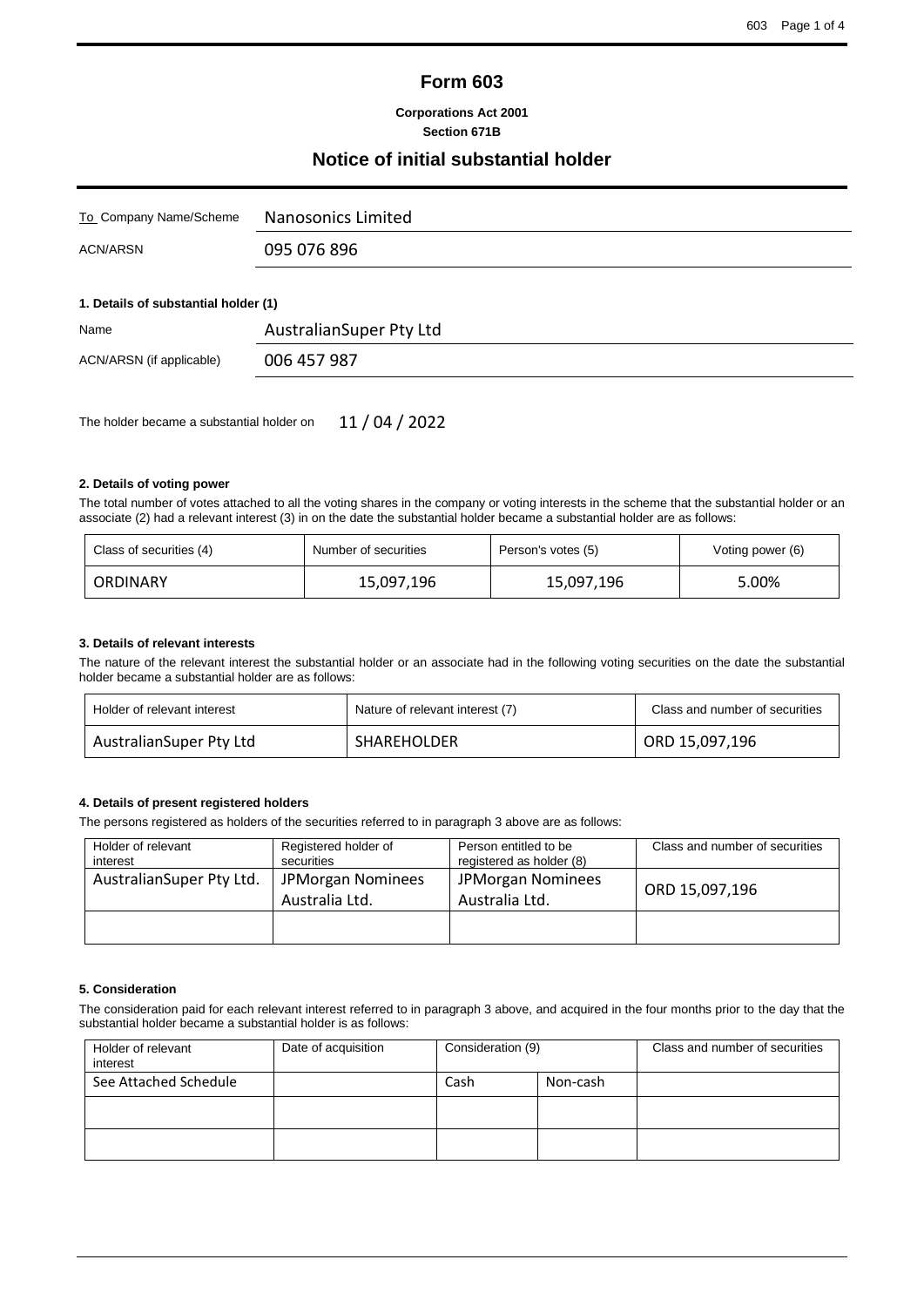# Form 603

**Corporations Act 2001**
**Section 671B**

## Notice of initial substantial holder

| To Company Name/Scheme | Nanosonics Limited |
|---|---|
| ACN/ARSN | 095 076 896 |

**1. Details of substantial holder (1)**

| Name | AustralianSuper Pty Ltd |
|---|---|
| ACN/ARSN (if applicable) | 006 457 987 |

The holder became a substantial holder on 11 / 04 / 2022

**2. Details of voting power**

The total number of votes attached to all the voting shares in the company or voting interests in the scheme that the substantial holder or an associate (2) had a relevant interest (3) in on the date the substantial holder became a substantial holder are as follows:

| Class of securities (4) | Number of securities | Person's votes (5) | Voting power (6) |
|---|---|---|---|
| ORDINARY | 15,097,196 | 15,097,196 | 5.00% |

**3. Details of relevant interests**

The nature of the relevant interest the substantial holder or an associate had in the following voting securities on the date the substantial holder became a substantial holder are as follows:

| Holder of relevant interest | Nature of relevant interest (7) | Class and number of securities |
|---|---|---|
| AustralianSuper Pty Ltd | SHAREHOLDER | ORD 15,097,196 |

**4. Details of present registered holders**

The persons registered as holders of the securities referred to in paragraph 3 above are as follows:

| Holder of relevant interest | Registered holder of securities | Person entitled to be registered as holder (8) | Class and number of securities |
|---|---|---|---|
| AustralianSuper Pty Ltd. | JPMorgan Nominees Australia Ltd. | JPMorgan Nominees Australia Ltd. | ORD 15,097,196 |
| | | | |

**5. Consideration**

The consideration paid for each relevant interest referred to in paragraph 3 above, and acquired in the four months prior to the day that the substantial holder became a substantial holder is as follows:

| Holder of relevant interest | Date of acquisition | Consideration (9) | | Class and number of securities |
|---|---|---|---|---|
| See Attached Schedule | | Cash | Non-cash | |
| | | | | |
| | | | | |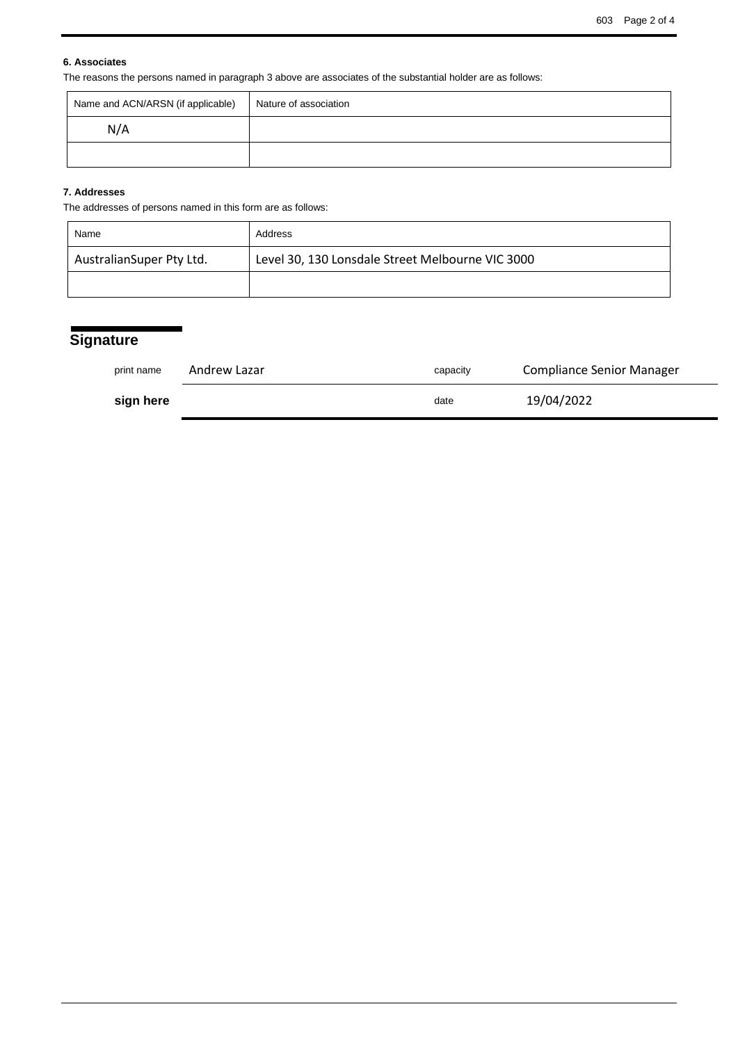#### 6. Associates

The reasons the persons named in paragraph 3 above are associates of the substantial holder are as follows:

| Name and ACN/ARSN (if applicable) | Nature of association |
|---|---|
| N/A | |
| | |

#### 7. Addresses

The addresses of persons named in this form are as follows:

| Name | Address |
|---|---|
| AustralianSuper Pty Ltd. | Level 30, 130 Lonsdale Street Melbourne VIC 3000 |
| | |

## Signature

| | | | |
|---|---|---|---|
| print name | Andrew Lazar | capacity | Compliance Senior Manager |
| **sign here** | | date | 19/04/2022 |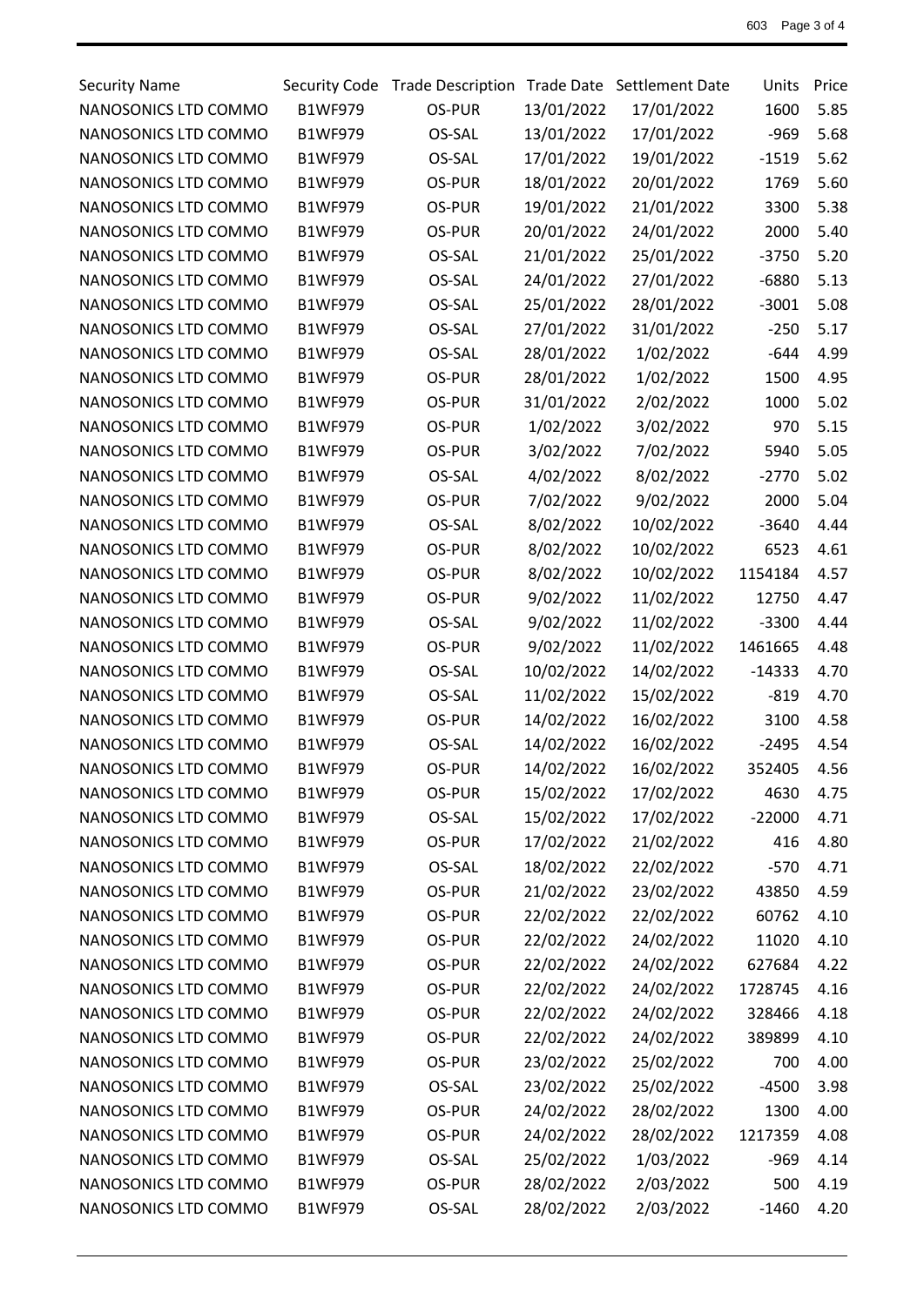| Security Name | Security Code | Trade Description | Trade Date | Settlement Date | Units | Price |
|---|---|---|---|---|---|---|
| NANOSONICS LTD COMMO | B1WF979 | OS-PUR | 13/01/2022 | 17/01/2022 | 1600 | 5.85 |
| NANOSONICS LTD COMMO | B1WF979 | OS-SAL | 13/01/2022 | 17/01/2022 | -969 | 5.68 |
| NANOSONICS LTD COMMO | B1WF979 | OS-SAL | 17/01/2022 | 19/01/2022 | -1519 | 5.62 |
| NANOSONICS LTD COMMO | B1WF979 | OS-PUR | 18/01/2022 | 20/01/2022 | 1769 | 5.60 |
| NANOSONICS LTD COMMO | B1WF979 | OS-PUR | 19/01/2022 | 21/01/2022 | 3300 | 5.38 |
| NANOSONICS LTD COMMO | B1WF979 | OS-PUR | 20/01/2022 | 24/01/2022 | 2000 | 5.40 |
| NANOSONICS LTD COMMO | B1WF979 | OS-SAL | 21/01/2022 | 25/01/2022 | -3750 | 5.20 |
| NANOSONICS LTD COMMO | B1WF979 | OS-SAL | 24/01/2022 | 27/01/2022 | -6880 | 5.13 |
| NANOSONICS LTD COMMO | B1WF979 | OS-SAL | 25/01/2022 | 28/01/2022 | -3001 | 5.08 |
| NANOSONICS LTD COMMO | B1WF979 | OS-SAL | 27/01/2022 | 31/01/2022 | -250 | 5.17 |
| NANOSONICS LTD COMMO | B1WF979 | OS-SAL | 28/01/2022 | 1/02/2022 | -644 | 4.99 |
| NANOSONICS LTD COMMO | B1WF979 | OS-PUR | 28/01/2022 | 1/02/2022 | 1500 | 4.95 |
| NANOSONICS LTD COMMO | B1WF979 | OS-PUR | 31/01/2022 | 2/02/2022 | 1000 | 5.02 |
| NANOSONICS LTD COMMO | B1WF979 | OS-PUR | 1/02/2022 | 3/02/2022 | 970 | 5.15 |
| NANOSONICS LTD COMMO | B1WF979 | OS-PUR | 3/02/2022 | 7/02/2022 | 5940 | 5.05 |
| NANOSONICS LTD COMMO | B1WF979 | OS-SAL | 4/02/2022 | 8/02/2022 | -2770 | 5.02 |
| NANOSONICS LTD COMMO | B1WF979 | OS-PUR | 7/02/2022 | 9/02/2022 | 2000 | 5.04 |
| NANOSONICS LTD COMMO | B1WF979 | OS-SAL | 8/02/2022 | 10/02/2022 | -3640 | 4.44 |
| NANOSONICS LTD COMMO | B1WF979 | OS-PUR | 8/02/2022 | 10/02/2022 | 6523 | 4.61 |
| NANOSONICS LTD COMMO | B1WF979 | OS-PUR | 8/02/2022 | 10/02/2022 | 1154184 | 4.57 |
| NANOSONICS LTD COMMO | B1WF979 | OS-PUR | 9/02/2022 | 11/02/2022 | 12750 | 4.47 |
| NANOSONICS LTD COMMO | B1WF979 | OS-SAL | 9/02/2022 | 11/02/2022 | -3300 | 4.44 |
| NANOSONICS LTD COMMO | B1WF979 | OS-PUR | 9/02/2022 | 11/02/2022 | 1461665 | 4.48 |
| NANOSONICS LTD COMMO | B1WF979 | OS-SAL | 10/02/2022 | 14/02/2022 | -14333 | 4.70 |
| NANOSONICS LTD COMMO | B1WF979 | OS-SAL | 11/02/2022 | 15/02/2022 | -819 | 4.70 |
| NANOSONICS LTD COMMO | B1WF979 | OS-PUR | 14/02/2022 | 16/02/2022 | 3100 | 4.58 |
| NANOSONICS LTD COMMO | B1WF979 | OS-SAL | 14/02/2022 | 16/02/2022 | -2495 | 4.54 |
| NANOSONICS LTD COMMO | B1WF979 | OS-PUR | 14/02/2022 | 16/02/2022 | 352405 | 4.56 |
| NANOSONICS LTD COMMO | B1WF979 | OS-PUR | 15/02/2022 | 17/02/2022 | 4630 | 4.75 |
| NANOSONICS LTD COMMO | B1WF979 | OS-SAL | 15/02/2022 | 17/02/2022 | -22000 | 4.71 |
| NANOSONICS LTD COMMO | B1WF979 | OS-PUR | 17/02/2022 | 21/02/2022 | 416 | 4.80 |
| NANOSONICS LTD COMMO | B1WF979 | OS-SAL | 18/02/2022 | 22/02/2022 | -570 | 4.71 |
| NANOSONICS LTD COMMO | B1WF979 | OS-PUR | 21/02/2022 | 23/02/2022 | 43850 | 4.59 |
| NANOSONICS LTD COMMO | B1WF979 | OS-PUR | 22/02/2022 | 22/02/2022 | 60762 | 4.10 |
| NANOSONICS LTD COMMO | B1WF979 | OS-PUR | 22/02/2022 | 24/02/2022 | 11020 | 4.10 |
| NANOSONICS LTD COMMO | B1WF979 | OS-PUR | 22/02/2022 | 24/02/2022 | 627684 | 4.22 |
| NANOSONICS LTD COMMO | B1WF979 | OS-PUR | 22/02/2022 | 24/02/2022 | 1728745 | 4.16 |
| NANOSONICS LTD COMMO | B1WF979 | OS-PUR | 22/02/2022 | 24/02/2022 | 328466 | 4.18 |
| NANOSONICS LTD COMMO | B1WF979 | OS-PUR | 22/02/2022 | 24/02/2022 | 389899 | 4.10 |
| NANOSONICS LTD COMMO | B1WF979 | OS-PUR | 23/02/2022 | 25/02/2022 | 700 | 4.00 |
| NANOSONICS LTD COMMO | B1WF979 | OS-SAL | 23/02/2022 | 25/02/2022 | -4500 | 3.98 |
| NANOSONICS LTD COMMO | B1WF979 | OS-PUR | 24/02/2022 | 28/02/2022 | 1300 | 4.00 |
| NANOSONICS LTD COMMO | B1WF979 | OS-PUR | 24/02/2022 | 28/02/2022 | 1217359 | 4.08 |
| NANOSONICS LTD COMMO | B1WF979 | OS-SAL | 25/02/2022 | 1/03/2022 | -969 | 4.14 |
| NANOSONICS LTD COMMO | B1WF979 | OS-PUR | 28/02/2022 | 2/03/2022 | 500 | 4.19 |
| NANOSONICS LTD COMMO | B1WF979 | OS-SAL | 28/02/2022 | 2/03/2022 | -1460 | 4.20 |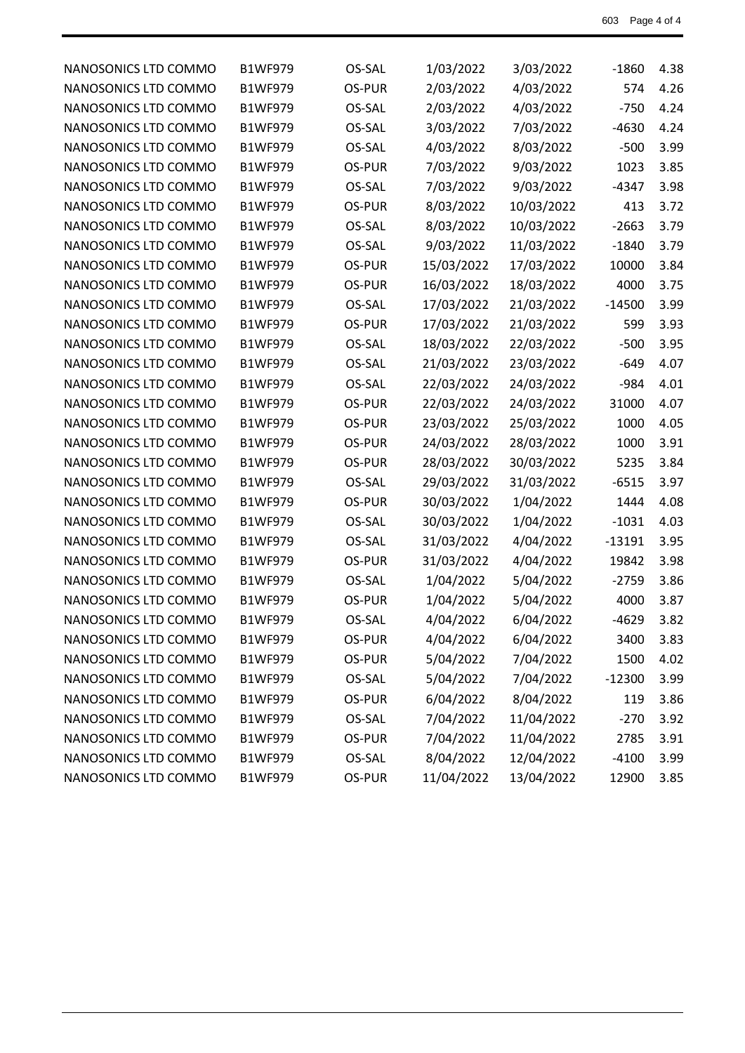| | | | | | | |
|---|---|---|---|---|---|---|
| NANOSONICS LTD COMMO | B1WF979 | OS-SAL | 1/03/2022 | 3/03/2022 | -1860 | 4.38 |
| NANOSONICS LTD COMMO | B1WF979 | OS-PUR | 2/03/2022 | 4/03/2022 | 574 | 4.26 |
| NANOSONICS LTD COMMO | B1WF979 | OS-SAL | 2/03/2022 | 4/03/2022 | -750 | 4.24 |
| NANOSONICS LTD COMMO | B1WF979 | OS-SAL | 3/03/2022 | 7/03/2022 | -4630 | 4.24 |
| NANOSONICS LTD COMMO | B1WF979 | OS-SAL | 4/03/2022 | 8/03/2022 | -500 | 3.99 |
| NANOSONICS LTD COMMO | B1WF979 | OS-PUR | 7/03/2022 | 9/03/2022 | 1023 | 3.85 |
| NANOSONICS LTD COMMO | B1WF979 | OS-SAL | 7/03/2022 | 9/03/2022 | -4347 | 3.98 |
| NANOSONICS LTD COMMO | B1WF979 | OS-PUR | 8/03/2022 | 10/03/2022 | 413 | 3.72 |
| NANOSONICS LTD COMMO | B1WF979 | OS-SAL | 8/03/2022 | 10/03/2022 | -2663 | 3.79 |
| NANOSONICS LTD COMMO | B1WF979 | OS-SAL | 9/03/2022 | 11/03/2022 | -1840 | 3.79 |
| NANOSONICS LTD COMMO | B1WF979 | OS-PUR | 15/03/2022 | 17/03/2022 | 10000 | 3.84 |
| NANOSONICS LTD COMMO | B1WF979 | OS-PUR | 16/03/2022 | 18/03/2022 | 4000 | 3.75 |
| NANOSONICS LTD COMMO | B1WF979 | OS-SAL | 17/03/2022 | 21/03/2022 | -14500 | 3.99 |
| NANOSONICS LTD COMMO | B1WF979 | OS-PUR | 17/03/2022 | 21/03/2022 | 599 | 3.93 |
| NANOSONICS LTD COMMO | B1WF979 | OS-SAL | 18/03/2022 | 22/03/2022 | -500 | 3.95 |
| NANOSONICS LTD COMMO | B1WF979 | OS-SAL | 21/03/2022 | 23/03/2022 | -649 | 4.07 |
| NANOSONICS LTD COMMO | B1WF979 | OS-SAL | 22/03/2022 | 24/03/2022 | -984 | 4.01 |
| NANOSONICS LTD COMMO | B1WF979 | OS-PUR | 22/03/2022 | 24/03/2022 | 31000 | 4.07 |
| NANOSONICS LTD COMMO | B1WF979 | OS-PUR | 23/03/2022 | 25/03/2022 | 1000 | 4.05 |
| NANOSONICS LTD COMMO | B1WF979 | OS-PUR | 24/03/2022 | 28/03/2022 | 1000 | 3.91 |
| NANOSONICS LTD COMMO | B1WF979 | OS-PUR | 28/03/2022 | 30/03/2022 | 5235 | 3.84 |
| NANOSONICS LTD COMMO | B1WF979 | OS-SAL | 29/03/2022 | 31/03/2022 | -6515 | 3.97 |
| NANOSONICS LTD COMMO | B1WF979 | OS-PUR | 30/03/2022 | 1/04/2022 | 1444 | 4.08 |
| NANOSONICS LTD COMMO | B1WF979 | OS-SAL | 30/03/2022 | 1/04/2022 | -1031 | 4.03 |
| NANOSONICS LTD COMMO | B1WF979 | OS-SAL | 31/03/2022 | 4/04/2022 | -13191 | 3.95 |
| NANOSONICS LTD COMMO | B1WF979 | OS-PUR | 31/03/2022 | 4/04/2022 | 19842 | 3.98 |
| NANOSONICS LTD COMMO | B1WF979 | OS-SAL | 1/04/2022 | 5/04/2022 | -2759 | 3.86 |
| NANOSONICS LTD COMMO | B1WF979 | OS-PUR | 1/04/2022 | 5/04/2022 | 4000 | 3.87 |
| NANOSONICS LTD COMMO | B1WF979 | OS-SAL | 4/04/2022 | 6/04/2022 | -4629 | 3.82 |
| NANOSONICS LTD COMMO | B1WF979 | OS-PUR | 4/04/2022 | 6/04/2022 | 3400 | 3.83 |
| NANOSONICS LTD COMMO | B1WF979 | OS-PUR | 5/04/2022 | 7/04/2022 | 1500 | 4.02 |
| NANOSONICS LTD COMMO | B1WF979 | OS-SAL | 5/04/2022 | 7/04/2022 | -12300 | 3.99 |
| NANOSONICS LTD COMMO | B1WF979 | OS-PUR | 6/04/2022 | 8/04/2022 | 119 | 3.86 |
| NANOSONICS LTD COMMO | B1WF979 | OS-SAL | 7/04/2022 | 11/04/2022 | -270 | 3.92 |
| NANOSONICS LTD COMMO | B1WF979 | OS-PUR | 7/04/2022 | 11/04/2022 | 2785 | 3.91 |
| NANOSONICS LTD COMMO | B1WF979 | OS-SAL | 8/04/2022 | 12/04/2022 | -4100 | 3.99 |
| NANOSONICS LTD COMMO | B1WF979 | OS-PUR | 11/04/2022 | 13/04/2022 | 12900 | 3.85 |